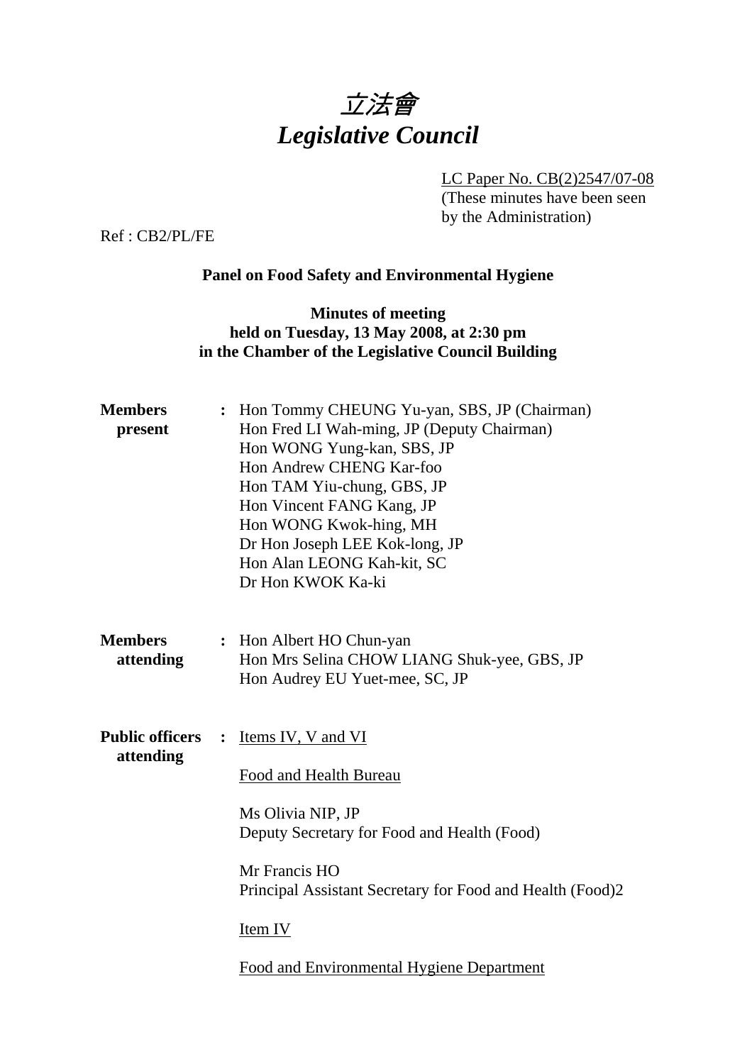# 立法會
# *Legislative Council*

LC Paper No. CB(2)2547/07-08
(These minutes have been seen by the Administration)

Ref : CB2/PL/FE

**Panel on Food Safety and Environmental Hygiene**

**Minutes of meeting held on Tuesday, 13 May 2008, at 2:30 pm in the Chamber of the Legislative Council Building**

**Members present** : Hon Tommy CHEUNG Yu-yan, SBS, JP (Chairman)
Hon Fred LI Wah-ming, JP (Deputy Chairman)
Hon WONG Yung-kan, SBS, JP
Hon Andrew CHENG Kar-foo
Hon TAM Yiu-chung, GBS, JP
Hon Vincent FANG Kang, JP
Hon WONG Kwok-hing, MH
Dr Hon Joseph LEE Kok-long, JP
Hon Alan LEONG Kah-kit, SC
Dr Hon KWOK Ka-ki

**Members attending** : Hon Albert HO Chun-yan
Hon Mrs Selina CHOW LIANG Shuk-yee, GBS, JP
Hon Audrey EU Yuet-mee, SC, JP

**Public officers attending** : Items IV, V and VI

Food and Health Bureau

Ms Olivia NIP, JP
Deputy Secretary for Food and Health (Food)

Mr Francis HO
Principal Assistant Secretary for Food and Health (Food)2

Item IV

Food and Environmental Hygiene Department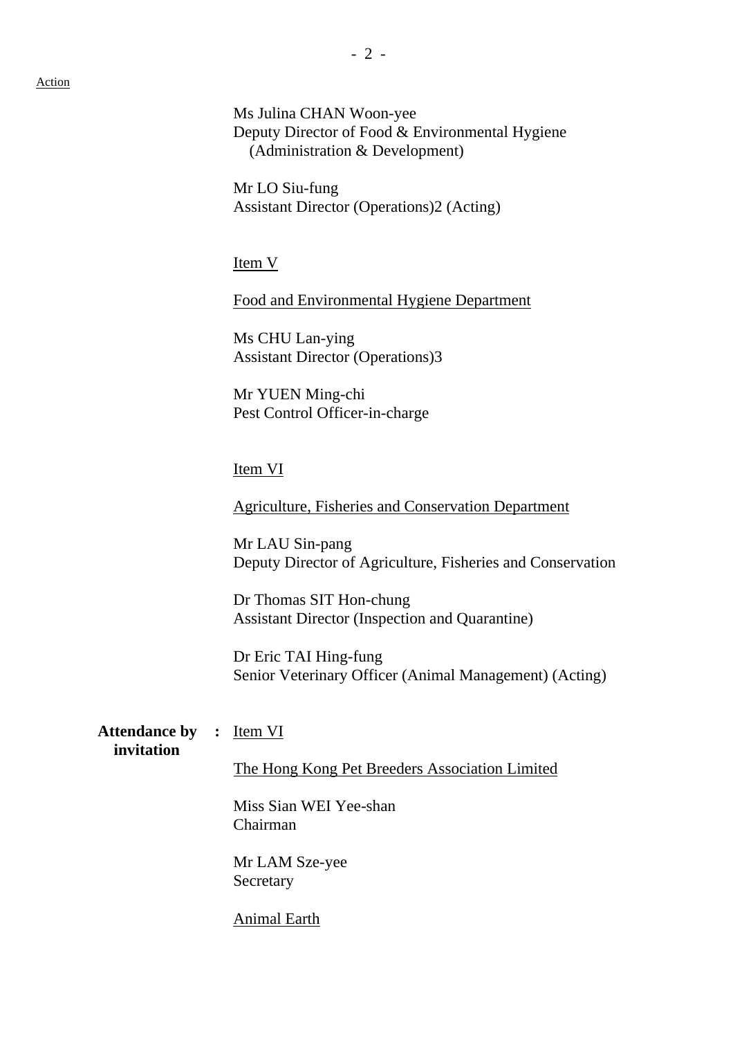Action

Ms Julina CHAN Woon-yee
Deputy Director of Food & Environmental Hygiene (Administration & Development)

Mr LO Siu-fung
Assistant Director (Operations)2 (Acting)

Item V

Food and Environmental Hygiene Department

Ms CHU Lan-ying
Assistant Director (Operations)3

Mr YUEN Ming-chi
Pest Control Officer-in-charge

Item VI

Agriculture, Fisheries and Conservation Department

Mr LAU Sin-pang
Deputy Director of Agriculture, Fisheries and Conservation

Dr Thomas SIT Hon-chung
Assistant Director (Inspection and Quarantine)

Dr Eric TAI Hing-fung
Senior Veterinary Officer (Animal Management) (Acting)

**Attendance by invitation** : Item VI

The Hong Kong Pet Breeders Association Limited

Miss Sian WEI Yee-shan
Chairman

Mr LAM Sze-yee
Secretary

Animal Earth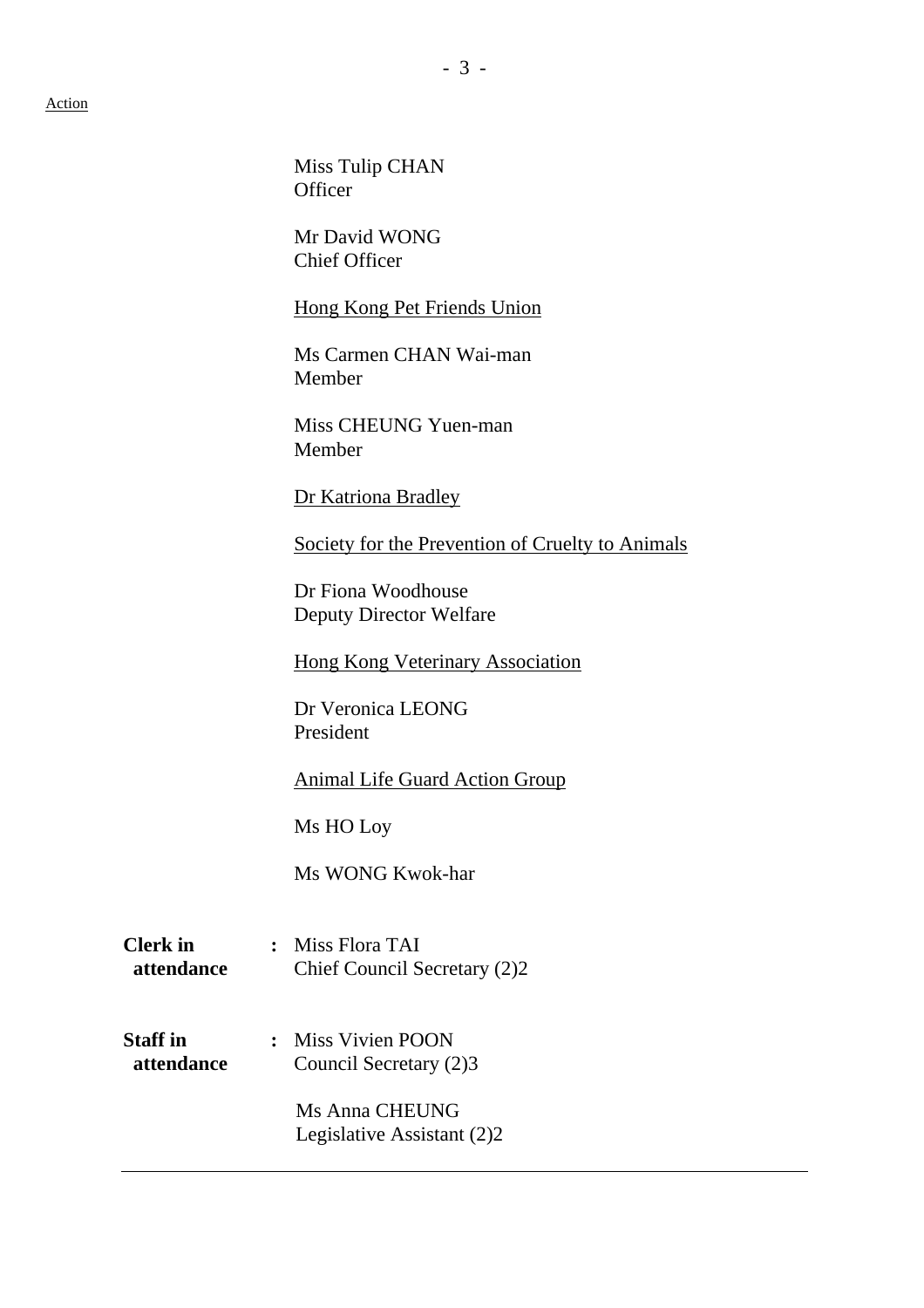Action

Miss Tulip CHAN
Officer

Mr David WONG
Chief Officer

<u>Hong Kong Pet Friends Union</u>

Ms Carmen CHAN Wai-man
Member

Miss CHEUNG Yuen-man
Member

<u>Dr Katriona Bradley</u>

<u>Society for the Prevention of Cruelty to Animals</u>

Dr Fiona Woodhouse
Deputy Director Welfare

<u>Hong Kong Veterinary Association</u>

Dr Veronica LEONG
President

<u>Animal Life Guard Action Group</u>

Ms HO Loy

Ms WONG Kwok-har

**Clerk in attendance** : Miss Flora TAI
Chief Council Secretary (2)2

**Staff in attendance** : Miss Vivien POON
Council Secretary (2)3

Ms Anna CHEUNG
Legislative Assistant (2)2

---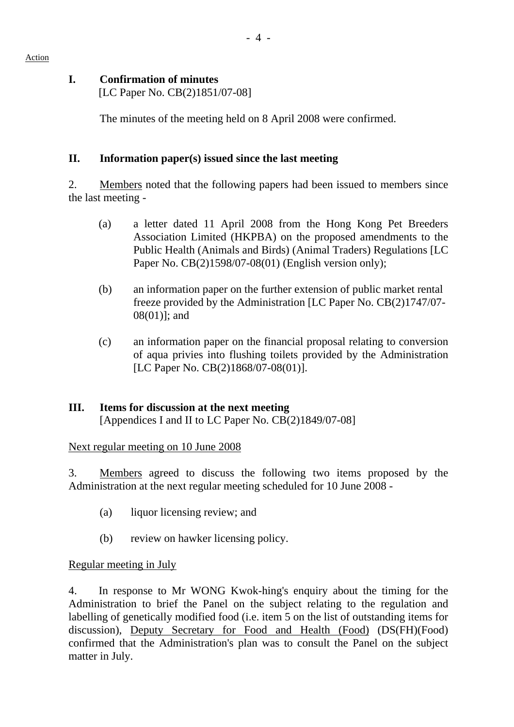Action

## I. Confirmation of minutes

[LC Paper No. CB(2)1851/07-08]

The minutes of the meeting held on 8 April 2008 were confirmed.

## II. Information paper(s) issued since the last meeting

2. Members noted that the following papers had been issued to members since the last meeting -

(a) a letter dated 11 April 2008 from the Hong Kong Pet Breeders Association Limited (HKPBA) on the proposed amendments to the Public Health (Animals and Birds) (Animal Traders) Regulations [LC Paper No. CB(2)1598/07-08(01) (English version only);

(b) an information paper on the further extension of public market rental freeze provided by the Administration [LC Paper No. CB(2)1747/07-08(01)]; and

(c) an information paper on the financial proposal relating to conversion of aqua privies into flushing toilets provided by the Administration [LC Paper No. CB(2)1868/07-08(01)].

## III. Items for discussion at the next meeting

[Appendices I and II to LC Paper No. CB(2)1849/07-08]

Next regular meeting on 10 June 2008

3. Members agreed to discuss the following two items proposed by the Administration at the next regular meeting scheduled for 10 June 2008 -

(a) liquor licensing review; and

(b) review on hawker licensing policy.

Regular meeting in July

4. In response to Mr WONG Kwok-hing's enquiry about the timing for the Administration to brief the Panel on the subject relating to the regulation and labelling of genetically modified food (i.e. item 5 on the list of outstanding items for discussion), Deputy Secretary for Food and Health (Food) (DS(FH)(Food) confirmed that the Administration's plan was to consult the Panel on the subject matter in July.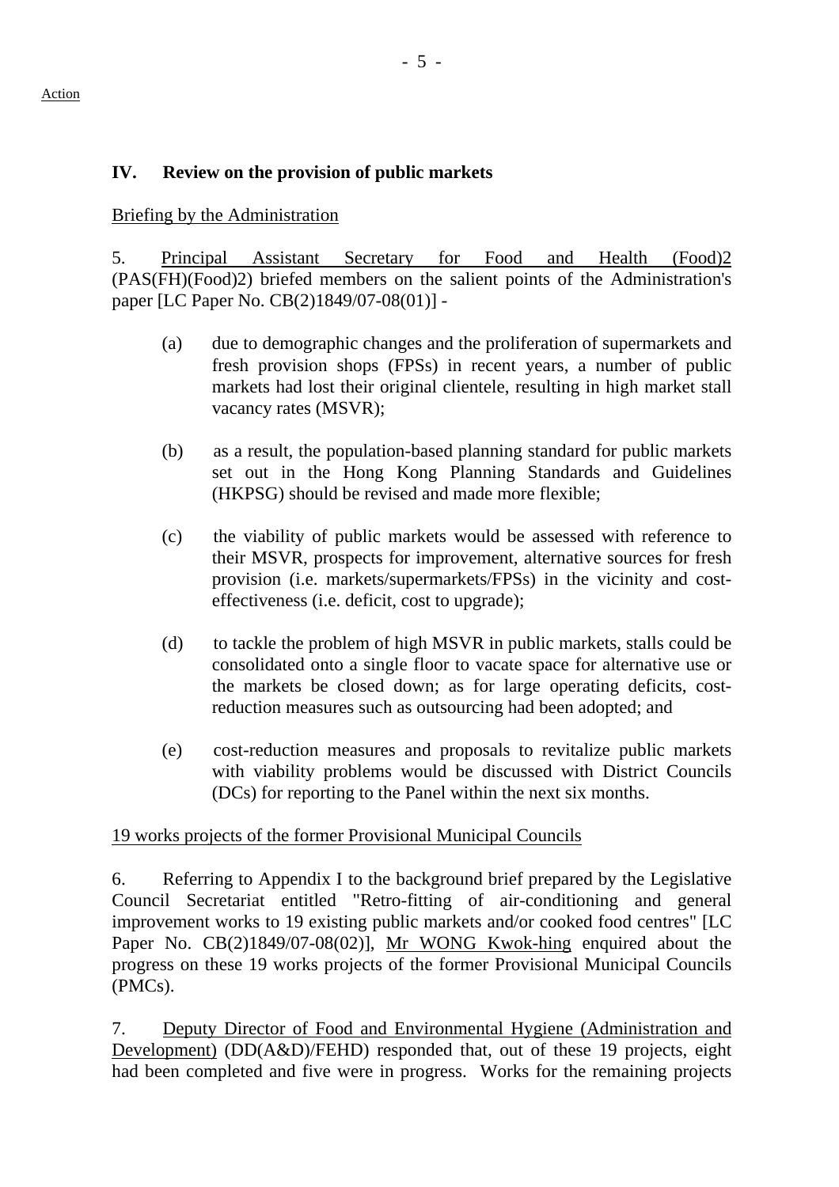Action

## IV. Review on the provision of public markets

Briefing by the Administration

5. Principal Assistant Secretary for Food and Health (Food)2 (PAS(FH)(Food)2) briefed members on the salient points of the Administration's paper [LC Paper No. CB(2)1849/07-08(01)] -

(a) due to demographic changes and the proliferation of supermarkets and fresh provision shops (FPSs) in recent years, a number of public markets had lost their original clientele, resulting in high market stall vacancy rates (MSVR);

(b) as a result, the population-based planning standard for public markets set out in the Hong Kong Planning Standards and Guidelines (HKPSG) should be revised and made more flexible;

(c) the viability of public markets would be assessed with reference to their MSVR, prospects for improvement, alternative sources for fresh provision (i.e. markets/supermarkets/FPSs) in the vicinity and cost-effectiveness (i.e. deficit, cost to upgrade);

(d) to tackle the problem of high MSVR in public markets, stalls could be consolidated onto a single floor to vacate space for alternative use or the markets be closed down; as for large operating deficits, cost-reduction measures such as outsourcing had been adopted; and

(e) cost-reduction measures and proposals to revitalize public markets with viability problems would be discussed with District Councils (DCs) for reporting to the Panel within the next six months.

19 works projects of the former Provisional Municipal Councils

6. Referring to Appendix I to the background brief prepared by the Legislative Council Secretariat entitled "Retro-fitting of air-conditioning and general improvement works to 19 existing public markets and/or cooked food centres" [LC Paper No. CB(2)1849/07-08(02)], Mr WONG Kwok-hing enquired about the progress on these 19 works projects of the former Provisional Municipal Councils (PMCs).

7. Deputy Director of Food and Environmental Hygiene (Administration and Development) (DD(A&D)/FEHD) responded that, out of these 19 projects, eight had been completed and five were in progress. Works for the remaining projects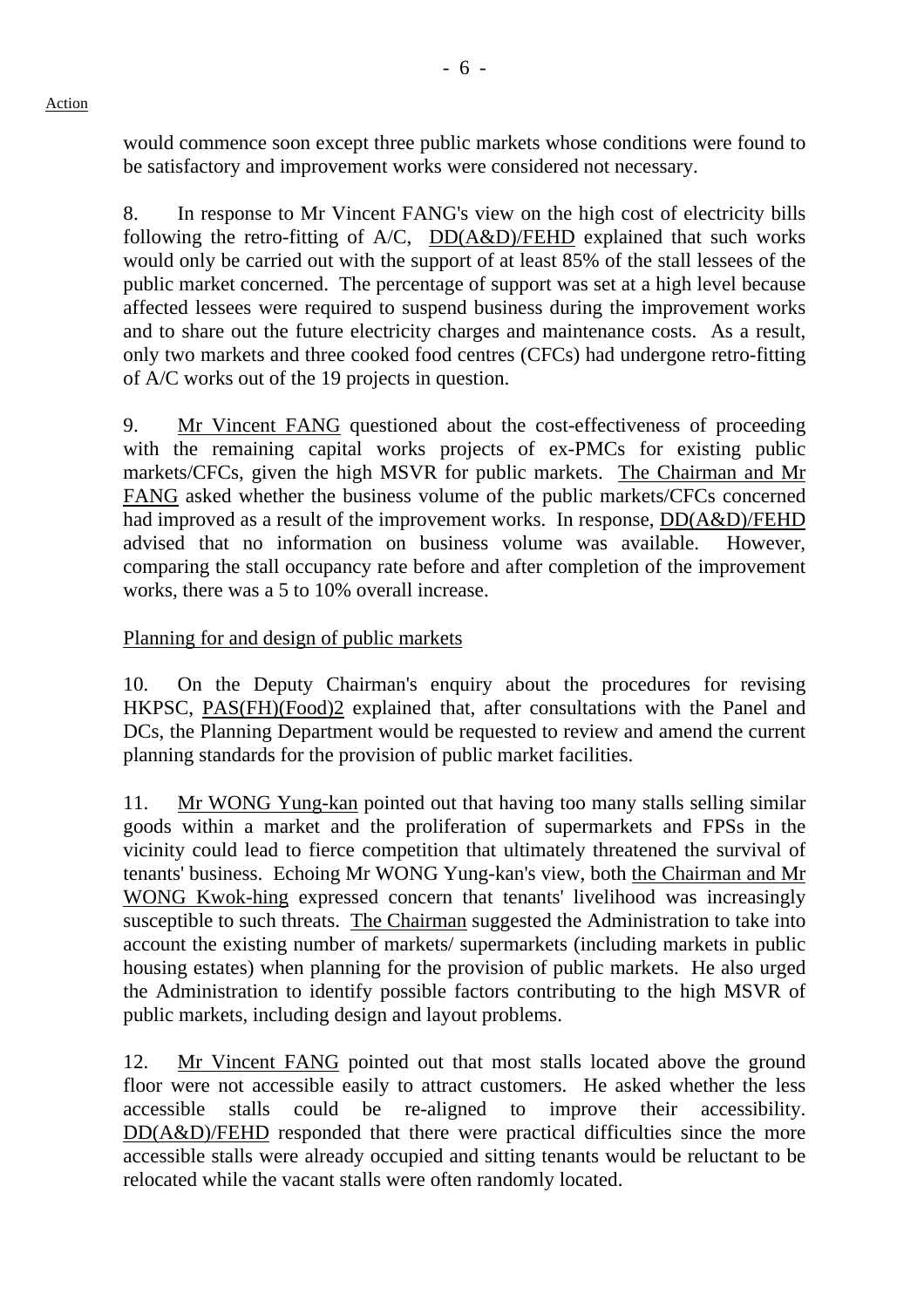would commence soon except three public markets whose conditions were found to be satisfactory and improvement works were considered not necessary.

8. In response to Mr Vincent FANG's view on the high cost of electricity bills following the retro-fitting of A/C, DD(A&D)/FEHD explained that such works would only be carried out with the support of at least 85% of the stall lessees of the public market concerned. The percentage of support was set at a high level because affected lessees were required to suspend business during the improvement works and to share out the future electricity charges and maintenance costs. As a result, only two markets and three cooked food centres (CFCs) had undergone retro-fitting of A/C works out of the 19 projects in question.

9. Mr Vincent FANG questioned about the cost-effectiveness of proceeding with the remaining capital works projects of ex-PMCs for existing public markets/CFCs, given the high MSVR for public markets. The Chairman and Mr FANG asked whether the business volume of the public markets/CFCs concerned had improved as a result of the improvement works. In response, DD(A&D)/FEHD advised that no information on business volume was available. However, comparing the stall occupancy rate before and after completion of the improvement works, there was a 5 to 10% overall increase.

Planning for and design of public markets

10. On the Deputy Chairman's enquiry about the procedures for revising HKPSC, PAS(FH)(Food)2 explained that, after consultations with the Panel and DCs, the Planning Department would be requested to review and amend the current planning standards for the provision of public market facilities.

11. Mr WONG Yung-kan pointed out that having too many stalls selling similar goods within a market and the proliferation of supermarkets and FPSs in the vicinity could lead to fierce competition that ultimately threatened the survival of tenants' business. Echoing Mr WONG Yung-kan's view, both the Chairman and Mr WONG Kwok-hing expressed concern that tenants' livelihood was increasingly susceptible to such threats. The Chairman suggested the Administration to take into account the existing number of markets/ supermarkets (including markets in public housing estates) when planning for the provision of public markets. He also urged the Administration to identify possible factors contributing to the high MSVR of public markets, including design and layout problems.

12. Mr Vincent FANG pointed out that most stalls located above the ground floor were not accessible easily to attract customers. He asked whether the less accessible stalls could be re-aligned to improve their accessibility. DD(A&D)/FEHD responded that there were practical difficulties since the more accessible stalls were already occupied and sitting tenants would be reluctant to be relocated while the vacant stalls were often randomly located.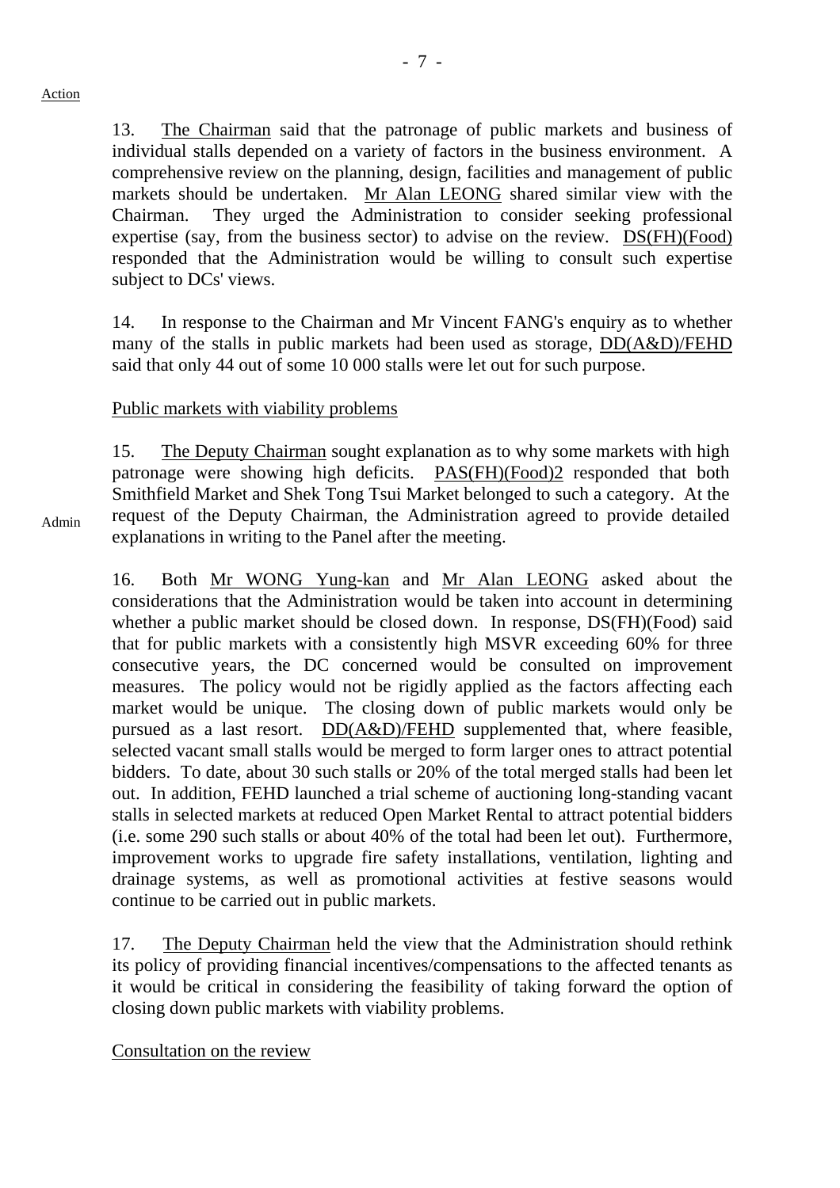Action

13. The Chairman said that the patronage of public markets and business of individual stalls depended on a variety of factors in the business environment. A comprehensive review on the planning, design, facilities and management of public markets should be undertaken. Mr Alan LEONG shared similar view with the Chairman. They urged the Administration to consider seeking professional expertise (say, from the business sector) to advise on the review. DS(FH)(Food) responded that the Administration would be willing to consult such expertise subject to DCs' views.

14. In response to the Chairman and Mr Vincent FANG's enquiry as to whether many of the stalls in public markets had been used as storage, DD(A&D)/FEHD said that only 44 out of some 10 000 stalls were let out for such purpose.

Public markets with viability problems

15. The Deputy Chairman sought explanation as to why some markets with high patronage were showing high deficits. PAS(FH)(Food)2 responded that both Smithfield Market and Shek Tong Tsui Market belonged to such a category. At the request of the Deputy Chairman, the Administration agreed to provide detailed explanations in writing to the Panel after the meeting.

Admin

16. Both Mr WONG Yung-kan and Mr Alan LEONG asked about the considerations that the Administration would be taken into account in determining whether a public market should be closed down. In response, DS(FH)(Food) said that for public markets with a consistently high MSVR exceeding 60% for three consecutive years, the DC concerned would be consulted on improvement measures. The policy would not be rigidly applied as the factors affecting each market would be unique. The closing down of public markets would only be pursued as a last resort. DD(A&D)/FEHD supplemented that, where feasible, selected vacant small stalls would be merged to form larger ones to attract potential bidders. To date, about 30 such stalls or 20% of the total merged stalls had been let out. In addition, FEHD launched a trial scheme of auctioning long-standing vacant stalls in selected markets at reduced Open Market Rental to attract potential bidders (i.e. some 290 such stalls or about 40% of the total had been let out). Furthermore, improvement works to upgrade fire safety installations, ventilation, lighting and drainage systems, as well as promotional activities at festive seasons would continue to be carried out in public markets.

17. The Deputy Chairman held the view that the Administration should rethink its policy of providing financial incentives/compensations to the affected tenants as it would be critical in considering the feasibility of taking forward the option of closing down public markets with viability problems.

Consultation on the review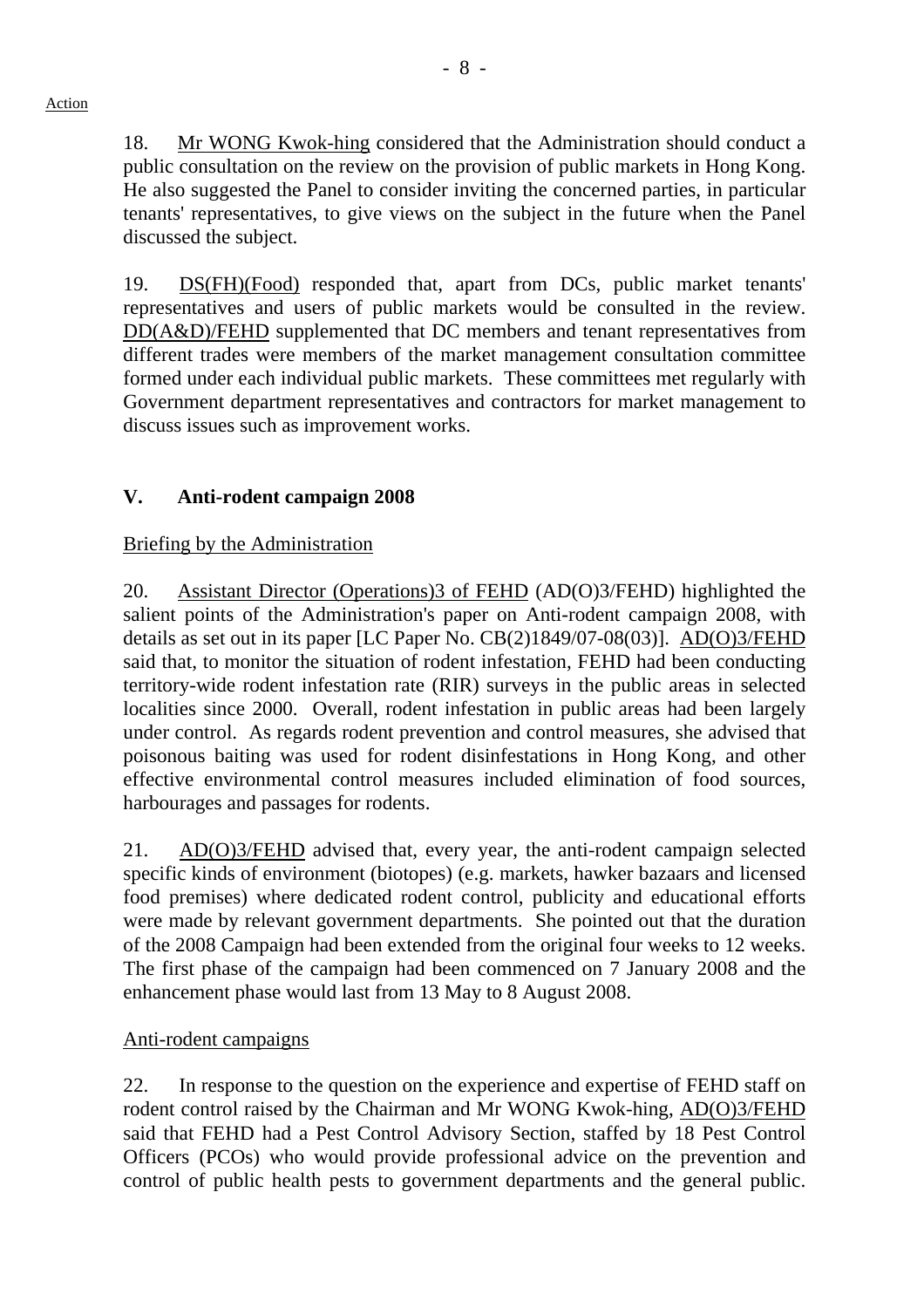18. Mr WONG Kwok-hing considered that the Administration should conduct a public consultation on the review on the provision of public markets in Hong Kong. He also suggested the Panel to consider inviting the concerned parties, in particular tenants' representatives, to give views on the subject in the future when the Panel discussed the subject.

19. DS(FH)(Food) responded that, apart from DCs, public market tenants' representatives and users of public markets would be consulted in the review. DD(A&D)/FEHD supplemented that DC members and tenant representatives from different trades were members of the market management consultation committee formed under each individual public markets. These committees met regularly with Government department representatives and contractors for market management to discuss issues such as improvement works.

## V. Anti-rodent campaign 2008

Briefing by the Administration

20. Assistant Director (Operations)3 of FEHD (AD(O)3/FEHD) highlighted the salient points of the Administration's paper on Anti-rodent campaign 2008, with details as set out in its paper [LC Paper No. CB(2)1849/07-08(03)]. AD(O)3/FEHD said that, to monitor the situation of rodent infestation, FEHD had been conducting territory-wide rodent infestation rate (RIR) surveys in the public areas in selected localities since 2000. Overall, rodent infestation in public areas had been largely under control. As regards rodent prevention and control measures, she advised that poisonous baiting was used for rodent disinfestations in Hong Kong, and other effective environmental control measures included elimination of food sources, harbourages and passages for rodents.

21. AD(O)3/FEHD advised that, every year, the anti-rodent campaign selected specific kinds of environment (biotopes) (e.g. markets, hawker bazaars and licensed food premises) where dedicated rodent control, publicity and educational efforts were made by relevant government departments. She pointed out that the duration of the 2008 Campaign had been extended from the original four weeks to 12 weeks. The first phase of the campaign had been commenced on 7 January 2008 and the enhancement phase would last from 13 May to 8 August 2008.

Anti-rodent campaigns

22. In response to the question on the experience and expertise of FEHD staff on rodent control raised by the Chairman and Mr WONG Kwok-hing, AD(O)3/FEHD said that FEHD had a Pest Control Advisory Section, staffed by 18 Pest Control Officers (PCOs) who would provide professional advice on the prevention and control of public health pests to government departments and the general public.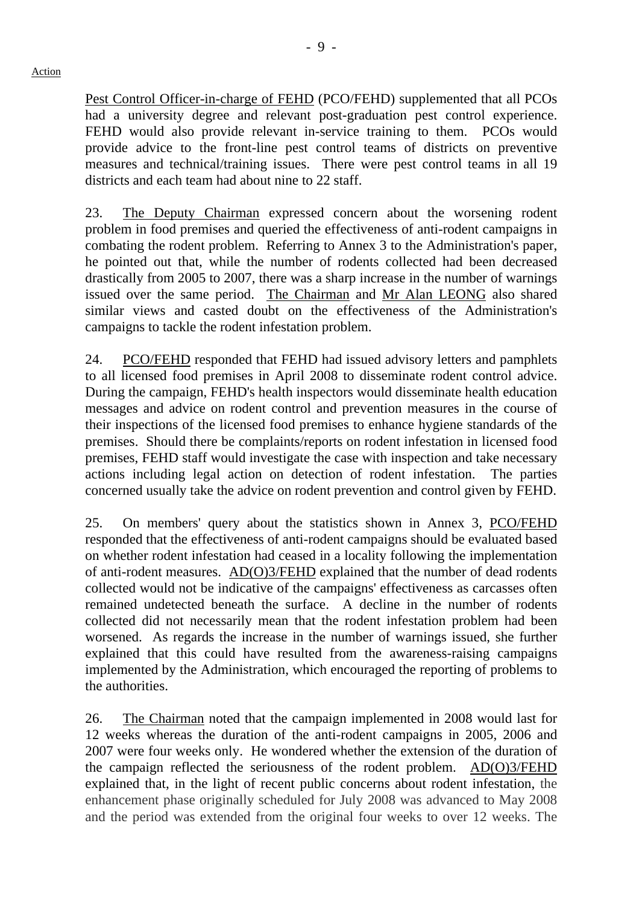Action

Pest Control Officer-in-charge of FEHD (PCO/FEHD) supplemented that all PCOs had a university degree and relevant post-graduation pest control experience. FEHD would also provide relevant in-service training to them. PCOs would provide advice to the front-line pest control teams of districts on preventive measures and technical/training issues. There were pest control teams in all 19 districts and each team had about nine to 22 staff.

23. The Deputy Chairman expressed concern about the worsening rodent problem in food premises and queried the effectiveness of anti-rodent campaigns in combating the rodent problem. Referring to Annex 3 to the Administration's paper, he pointed out that, while the number of rodents collected had been decreased drastically from 2005 to 2007, there was a sharp increase in the number of warnings issued over the same period. The Chairman and Mr Alan LEONG also shared similar views and casted doubt on the effectiveness of the Administration's campaigns to tackle the rodent infestation problem.

24. PCO/FEHD responded that FEHD had issued advisory letters and pamphlets to all licensed food premises in April 2008 to disseminate rodent control advice. During the campaign, FEHD's health inspectors would disseminate health education messages and advice on rodent control and prevention measures in the course of their inspections of the licensed food premises to enhance hygiene standards of the premises. Should there be complaints/reports on rodent infestation in licensed food premises, FEHD staff would investigate the case with inspection and take necessary actions including legal action on detection of rodent infestation. The parties concerned usually take the advice on rodent prevention and control given by FEHD.

25. On members' query about the statistics shown in Annex 3, PCO/FEHD responded that the effectiveness of anti-rodent campaigns should be evaluated based on whether rodent infestation had ceased in a locality following the implementation of anti-rodent measures. AD(O)3/FEHD explained that the number of dead rodents collected would not be indicative of the campaigns' effectiveness as carcasses often remained undetected beneath the surface. A decline in the number of rodents collected did not necessarily mean that the rodent infestation problem had been worsened. As regards the increase in the number of warnings issued, she further explained that this could have resulted from the awareness-raising campaigns implemented by the Administration, which encouraged the reporting of problems to the authorities.

26. The Chairman noted that the campaign implemented in 2008 would last for 12 weeks whereas the duration of the anti-rodent campaigns in 2005, 2006 and 2007 were four weeks only. He wondered whether the extension of the duration of the campaign reflected the seriousness of the rodent problem. AD(O)3/FEHD explained that, in the light of recent public concerns about rodent infestation, the enhancement phase originally scheduled for July 2008 was advanced to May 2008 and the period was extended from the original four weeks to over 12 weeks. The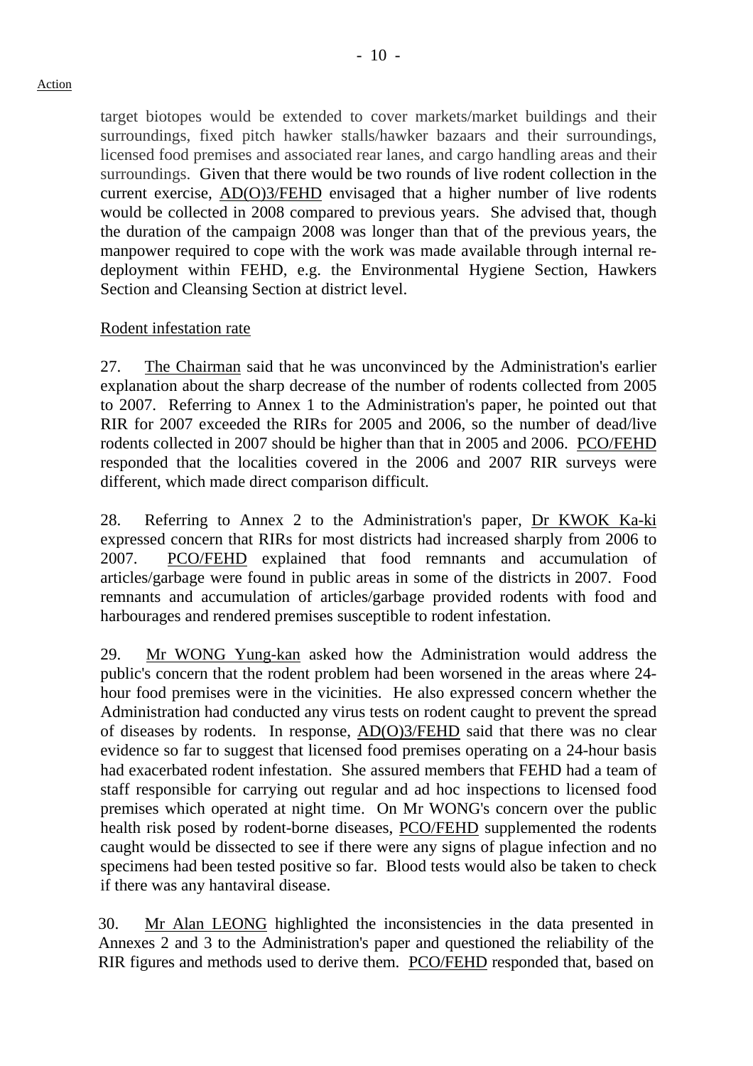Action

target biotopes would be extended to cover markets/market buildings and their surroundings, fixed pitch hawker stalls/hawker bazaars and their surroundings, licensed food premises and associated rear lanes, and cargo handling areas and their surroundings. Given that there would be two rounds of live rodent collection in the current exercise, AD(O)3/FEHD envisaged that a higher number of live rodents would be collected in 2008 compared to previous years. She advised that, though the duration of the campaign 2008 was longer than that of the previous years, the manpower required to cope with the work was made available through internal re-deployment within FEHD, e.g. the Environmental Hygiene Section, Hawkers Section and Cleansing Section at district level.

Rodent infestation rate

27. The Chairman said that he was unconvinced by the Administration's earlier explanation about the sharp decrease of the number of rodents collected from 2005 to 2007. Referring to Annex 1 to the Administration's paper, he pointed out that RIR for 2007 exceeded the RIRs for 2005 and 2006, so the number of dead/live rodents collected in 2007 should be higher than that in 2005 and 2006. PCO/FEHD responded that the localities covered in the 2006 and 2007 RIR surveys were different, which made direct comparison difficult.

28. Referring to Annex 2 to the Administration's paper, Dr KWOK Ka-ki expressed concern that RIRs for most districts had increased sharply from 2006 to 2007. PCO/FEHD explained that food remnants and accumulation of articles/garbage were found in public areas in some of the districts in 2007. Food remnants and accumulation of articles/garbage provided rodents with food and harbourages and rendered premises susceptible to rodent infestation.

29. Mr WONG Yung-kan asked how the Administration would address the public's concern that the rodent problem had been worsened in the areas where 24-hour food premises were in the vicinities. He also expressed concern whether the Administration had conducted any virus tests on rodent caught to prevent the spread of diseases by rodents. In response, AD(O)3/FEHD said that there was no clear evidence so far to suggest that licensed food premises operating on a 24-hour basis had exacerbated rodent infestation. She assured members that FEHD had a team of staff responsible for carrying out regular and ad hoc inspections to licensed food premises which operated at night time. On Mr WONG's concern over the public health risk posed by rodent-borne diseases, PCO/FEHD supplemented the rodents caught would be dissected to see if there were any signs of plague infection and no specimens had been tested positive so far. Blood tests would also be taken to check if there was any hantaviral disease.

30. Mr Alan LEONG highlighted the inconsistencies in the data presented in Annexes 2 and 3 to the Administration's paper and questioned the reliability of the RIR figures and methods used to derive them. PCO/FEHD responded that, based on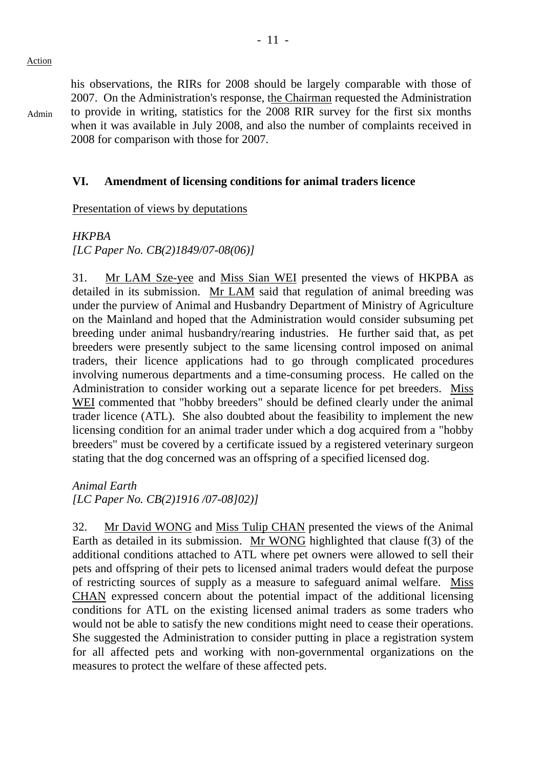Action

his observations, the RIRs for 2008 should be largely comparable with those of 2007. On the Administration's response, the Chairman requested the Administration to provide in writing, statistics for the 2008 RIR survey for the first six months when it was available in July 2008, and also the number of complaints received in 2008 for comparison with those for 2007.

Admin

### VI. Amendment of licensing conditions for animal traders licence

Presentation of views by deputations

*HKPBA*
*[LC Paper No. CB(2)1849/07-08(06)]*

31. Mr LAM Sze-yee and Miss Sian WEI presented the views of HKPBA as detailed in its submission. Mr LAM said that regulation of animal breeding was under the purview of Animal and Husbandry Department of Ministry of Agriculture on the Mainland and hoped that the Administration would consider subsuming pet breeding under animal husbandry/rearing industries. He further said that, as pet breeders were presently subject to the same licensing control imposed on animal traders, their licence applications had to go through complicated procedures involving numerous departments and a time-consuming process. He called on the Administration to consider working out a separate licence for pet breeders. Miss WEI commented that "hobby breeders" should be defined clearly under the animal trader licence (ATL). She also doubted about the feasibility to implement the new licensing condition for an animal trader under which a dog acquired from a "hobby breeders" must be covered by a certificate issued by a registered veterinary surgeon stating that the dog concerned was an offspring of a specified licensed dog.

*Animal Earth*
*[LC Paper No. CB(2)1916 /07-08]02)]*

32. Mr David WONG and Miss Tulip CHAN presented the views of the Animal Earth as detailed in its submission. Mr WONG highlighted that clause f(3) of the additional conditions attached to ATL where pet owners were allowed to sell their pets and offspring of their pets to licensed animal traders would defeat the purpose of restricting sources of supply as a measure to safeguard animal welfare. Miss CHAN expressed concern about the potential impact of the additional licensing conditions for ATL on the existing licensed animal traders as some traders who would not be able to satisfy the new conditions might need to cease their operations. She suggested the Administration to consider putting in place a registration system for all affected pets and working with non-governmental organizations on the measures to protect the welfare of these affected pets.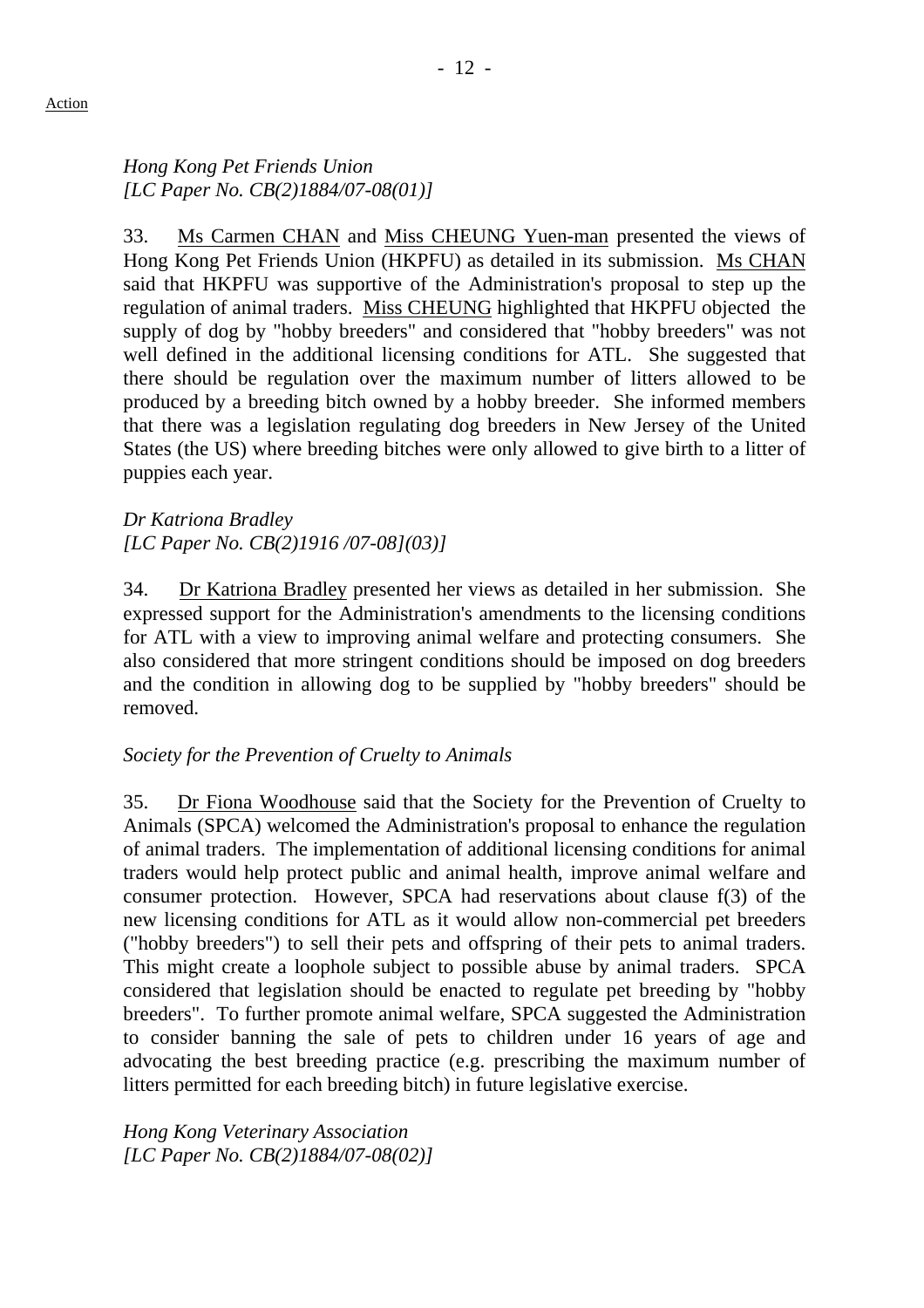Action

*Hong Kong Pet Friends Union*
*[LC Paper No. CB(2)1884/07-08(01)]*

33. Ms Carmen CHAN and Miss CHEUNG Yuen-man presented the views of Hong Kong Pet Friends Union (HKPFU) as detailed in its submission. Ms CHAN said that HKPFU was supportive of the Administration's proposal to step up the regulation of animal traders. Miss CHEUNG highlighted that HKPFU objected the supply of dog by "hobby breeders" and considered that "hobby breeders" was not well defined in the additional licensing conditions for ATL. She suggested that there should be regulation over the maximum number of litters allowed to be produced by a breeding bitch owned by a hobby breeder. She informed members that there was a legislation regulating dog breeders in New Jersey of the United States (the US) where breeding bitches were only allowed to give birth to a litter of puppies each year.

*Dr Katriona Bradley*
*[LC Paper No. CB(2)1916 /07-08](03)]*

34. Dr Katriona Bradley presented her views as detailed in her submission. She expressed support for the Administration's amendments to the licensing conditions for ATL with a view to improving animal welfare and protecting consumers. She also considered that more stringent conditions should be imposed on dog breeders and the condition in allowing dog to be supplied by "hobby breeders" should be removed.

*Society for the Prevention of Cruelty to Animals*

35. Dr Fiona Woodhouse said that the Society for the Prevention of Cruelty to Animals (SPCA) welcomed the Administration's proposal to enhance the regulation of animal traders. The implementation of additional licensing conditions for animal traders would help protect public and animal health, improve animal welfare and consumer protection. However, SPCA had reservations about clause f(3) of the new licensing conditions for ATL as it would allow non-commercial pet breeders ("hobby breeders") to sell their pets and offspring of their pets to animal traders. This might create a loophole subject to possible abuse by animal traders. SPCA considered that legislation should be enacted to regulate pet breeding by "hobby breeders". To further promote animal welfare, SPCA suggested the Administration to consider banning the sale of pets to children under 16 years of age and advocating the best breeding practice (e.g. prescribing the maximum number of litters permitted for each breeding bitch) in future legislative exercise.

*Hong Kong Veterinary Association*
*[LC Paper No. CB(2)1884/07-08(02)]*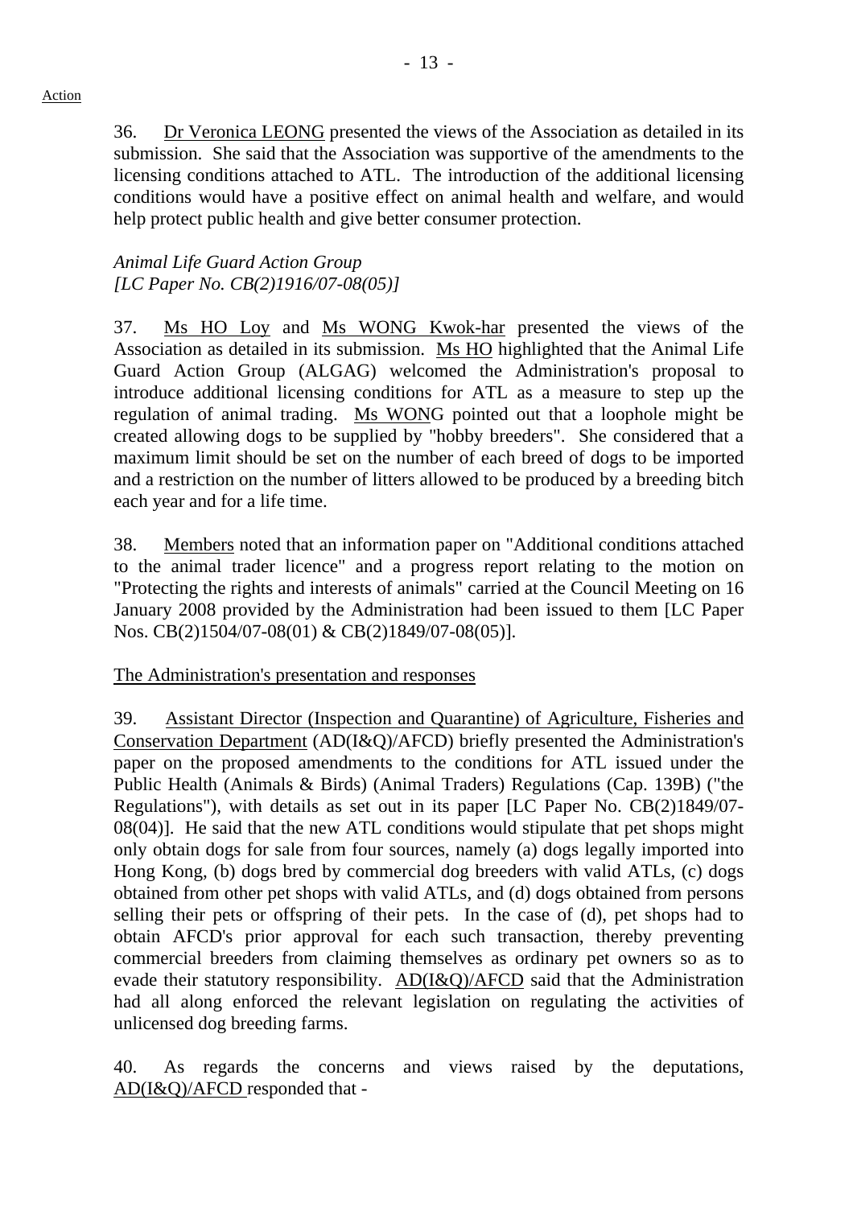Action

36. Dr Veronica LEONG presented the views of the Association as detailed in its submission. She said that the Association was supportive of the amendments to the licensing conditions attached to ATL. The introduction of the additional licensing conditions would have a positive effect on animal health and welfare, and would help protect public health and give better consumer protection.

*Animal Life Guard Action Group*
*[LC Paper No. CB(2)1916/07-08(05)]*

37. Ms HO Loy and Ms WONG Kwok-har presented the views of the Association as detailed in its submission. Ms HO highlighted that the Animal Life Guard Action Group (ALGAG) welcomed the Administration's proposal to introduce additional licensing conditions for ATL as a measure to step up the regulation of animal trading. Ms WONG pointed out that a loophole might be created allowing dogs to be supplied by "hobby breeders". She considered that a maximum limit should be set on the number of each breed of dogs to be imported and a restriction on the number of litters allowed to be produced by a breeding bitch each year and for a life time.

38. Members noted that an information paper on "Additional conditions attached to the animal trader licence" and a progress report relating to the motion on "Protecting the rights and interests of animals" carried at the Council Meeting on 16 January 2008 provided by the Administration had been issued to them [LC Paper Nos. CB(2)1504/07-08(01) & CB(2)1849/07-08(05)].

The Administration's presentation and responses

39. Assistant Director (Inspection and Quarantine) of Agriculture, Fisheries and Conservation Department (AD(I&Q)/AFCD) briefly presented the Administration's paper on the proposed amendments to the conditions for ATL issued under the Public Health (Animals & Birds) (Animal Traders) Regulations (Cap. 139B) ("the Regulations"), with details as set out in its paper [LC Paper No. CB(2)1849/07-08(04)]. He said that the new ATL conditions would stipulate that pet shops might only obtain dogs for sale from four sources, namely (a) dogs legally imported into Hong Kong, (b) dogs bred by commercial dog breeders with valid ATLs, (c) dogs obtained from other pet shops with valid ATLs, and (d) dogs obtained from persons selling their pets or offspring of their pets. In the case of (d), pet shops had to obtain AFCD's prior approval for each such transaction, thereby preventing commercial breeders from claiming themselves as ordinary pet owners so as to evade their statutory responsibility. AD(I&Q)/AFCD said that the Administration had all along enforced the relevant legislation on regulating the activities of unlicensed dog breeding farms.

40. As regards the concerns and views raised by the deputations, AD(I&Q)/AFCD responded that -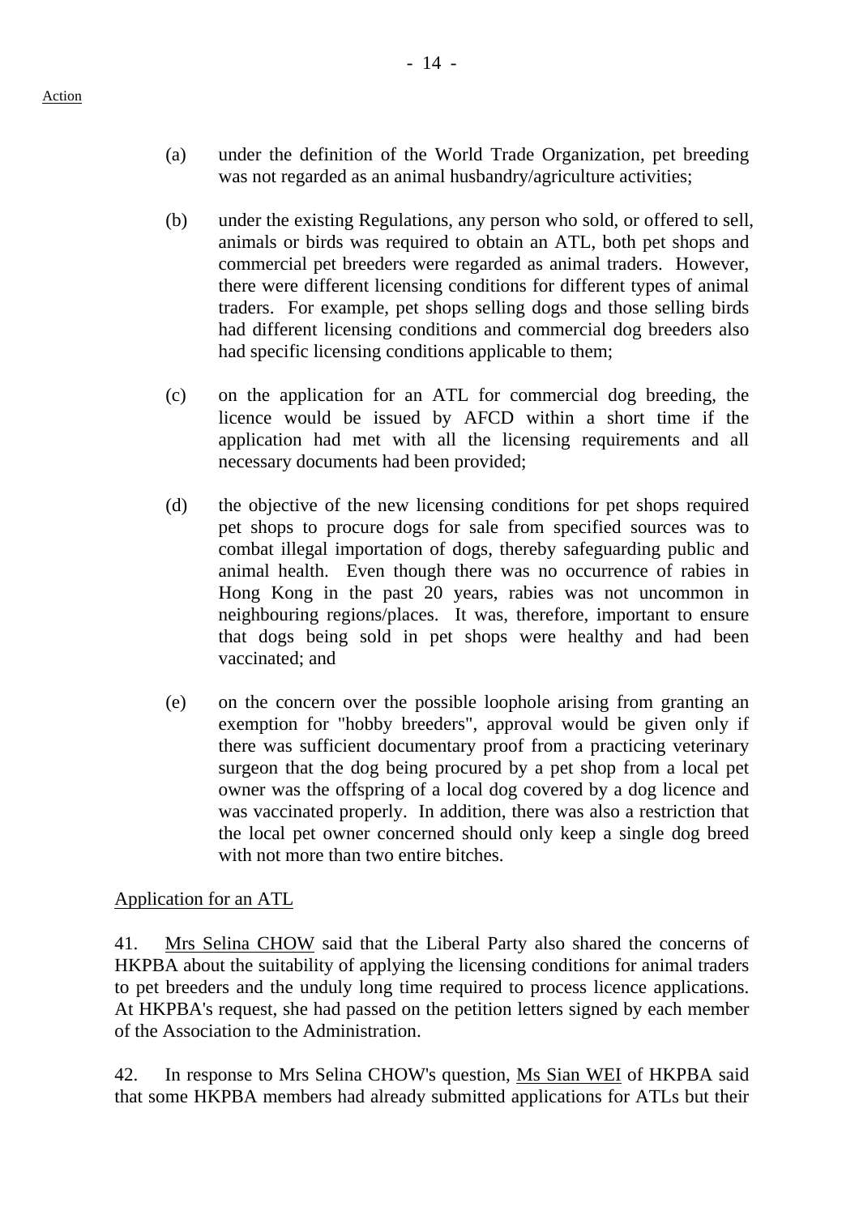(a) under the definition of the World Trade Organization, pet breeding was not regarded as an animal husbandry/agriculture activities;

(b) under the existing Regulations, any person who sold, or offered to sell, animals or birds was required to obtain an ATL, both pet shops and commercial pet breeders were regarded as animal traders. However, there were different licensing conditions for different types of animal traders. For example, pet shops selling dogs and those selling birds had different licensing conditions and commercial dog breeders also had specific licensing conditions applicable to them;

(c) on the application for an ATL for commercial dog breeding, the licence would be issued by AFCD within a short time if the application had met with all the licensing requirements and all necessary documents had been provided;

(d) the objective of the new licensing conditions for pet shops required pet shops to procure dogs for sale from specified sources was to combat illegal importation of dogs, thereby safeguarding public and animal health. Even though there was no occurrence of rabies in Hong Kong in the past 20 years, rabies was not uncommon in neighbouring regions/places. It was, therefore, important to ensure that dogs being sold in pet shops were healthy and had been vaccinated; and

(e) on the concern over the possible loophole arising from granting an exemption for "hobby breeders", approval would be given only if there was sufficient documentary proof from a practicing veterinary surgeon that the dog being procured by a pet shop from a local pet owner was the offspring of a local dog covered by a dog licence and was vaccinated properly. In addition, there was also a restriction that the local pet owner concerned should only keep a single dog breed with not more than two entire bitches.

<u>Application for an ATL</u>

41. <u>Mrs Selina CHOW</u> said that the Liberal Party also shared the concerns of HKPBA about the suitability of applying the licensing conditions for animal traders to pet breeders and the unduly long time required to process licence applications. At HKPBA's request, she had passed on the petition letters signed by each member of the Association to the Administration.

42. In response to Mrs Selina CHOW's question, <u>Ms Sian WEI</u> of HKPBA said that some HKPBA members had already submitted applications for ATLs but their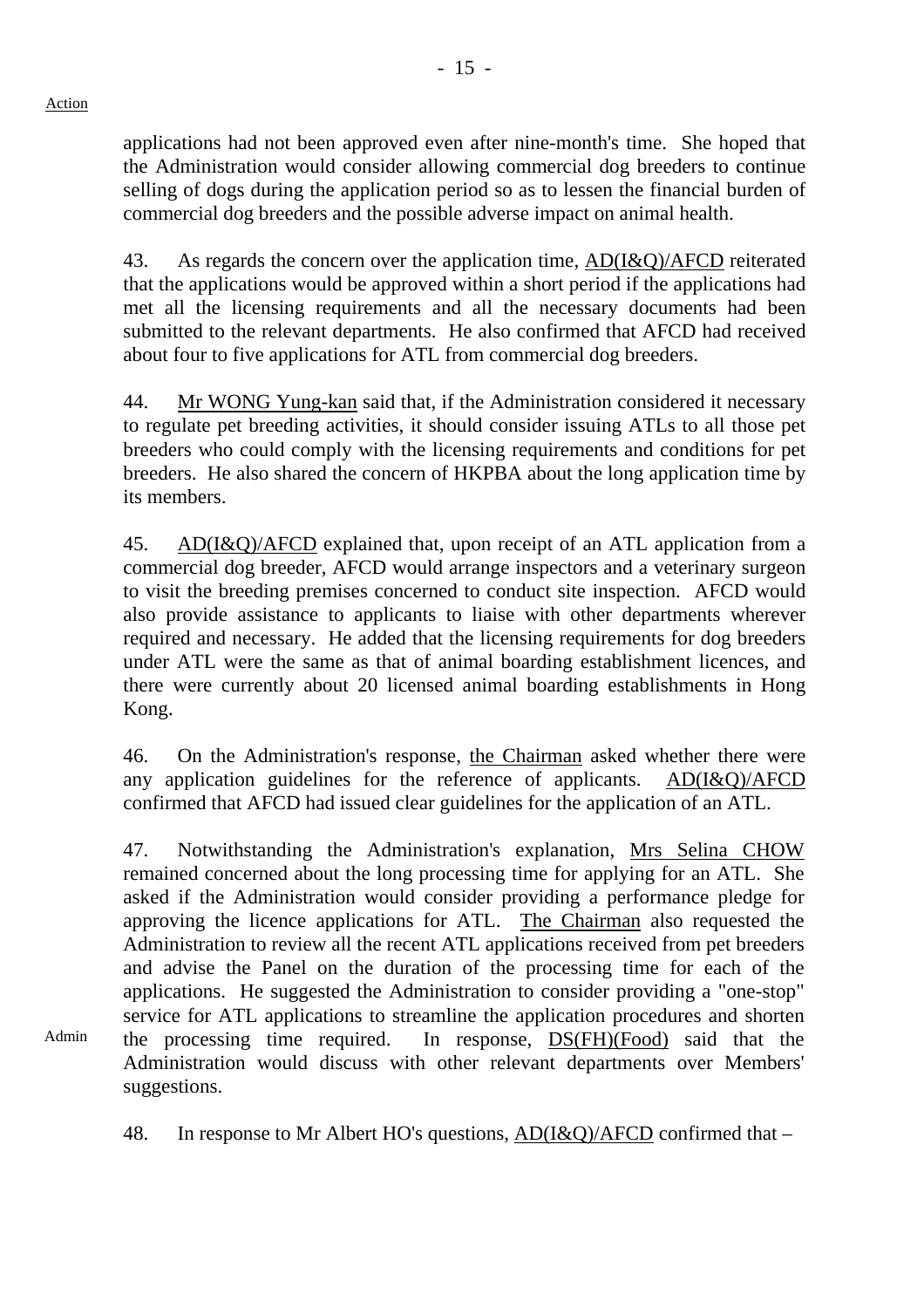Action

applications had not been approved even after nine-month's time. She hoped that the Administration would consider allowing commercial dog breeders to continue selling of dogs during the application period so as to lessen the financial burden of commercial dog breeders and the possible adverse impact on animal health.

43. As regards the concern over the application time, AD(I&Q)/AFCD reiterated that the applications would be approved within a short period if the applications had met all the licensing requirements and all the necessary documents had been submitted to the relevant departments. He also confirmed that AFCD had received about four to five applications for ATL from commercial dog breeders.

44. Mr WONG Yung-kan said that, if the Administration considered it necessary to regulate pet breeding activities, it should consider issuing ATLs to all those pet breeders who could comply with the licensing requirements and conditions for pet breeders. He also shared the concern of HKPBA about the long application time by its members.

45. AD(I&Q)/AFCD explained that, upon receipt of an ATL application from a commercial dog breeder, AFCD would arrange inspectors and a veterinary surgeon to visit the breeding premises concerned to conduct site inspection. AFCD would also provide assistance to applicants to liaise with other departments wherever required and necessary. He added that the licensing requirements for dog breeders under ATL were the same as that of animal boarding establishment licences, and there were currently about 20 licensed animal boarding establishments in Hong Kong.

46. On the Administration's response, the Chairman asked whether there were any application guidelines for the reference of applicants. AD(I&Q)/AFCD confirmed that AFCD had issued clear guidelines for the application of an ATL.

47. Notwithstanding the Administration's explanation, Mrs Selina CHOW remained concerned about the long processing time for applying for an ATL. She asked if the Administration would consider providing a performance pledge for approving the licence applications for ATL. The Chairman also requested the Administration to review all the recent ATL applications received from pet breeders and advise the Panel on the duration of the processing time for each of the applications. He suggested the Administration to consider providing a "one-stop" service for ATL applications to streamline the application procedures and shorten the processing time required. In response, DS(FH)(Food) said that the Administration would discuss with other relevant departments over Members' suggestions.

Admin

48. In response to Mr Albert HO's questions, AD(I&Q)/AFCD confirmed that –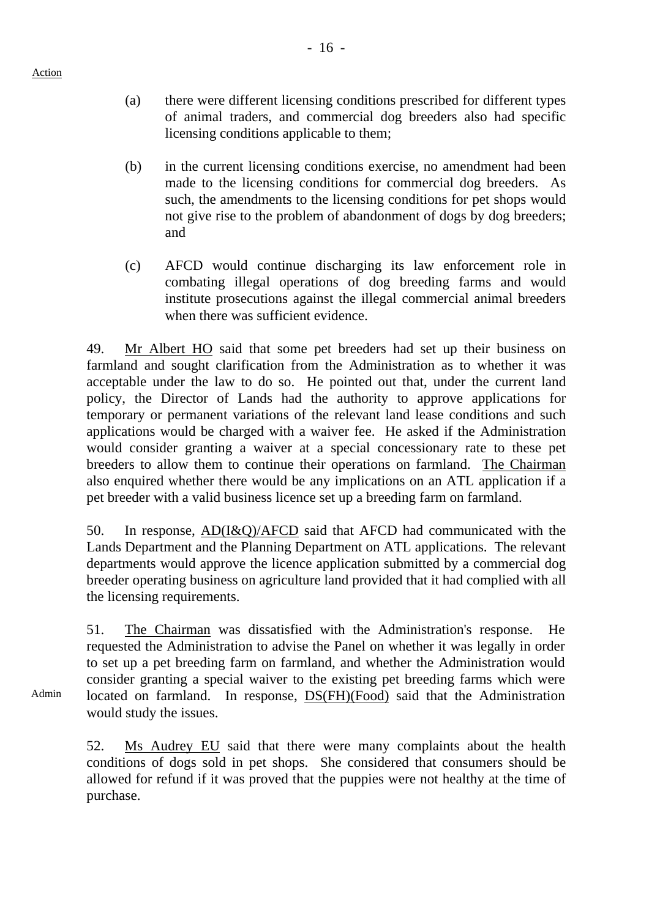Action

(a) there were different licensing conditions prescribed for different types of animal traders, and commercial dog breeders also had specific licensing conditions applicable to them;

(b) in the current licensing conditions exercise, no amendment had been made to the licensing conditions for commercial dog breeders. As such, the amendments to the licensing conditions for pet shops would not give rise to the problem of abandonment of dogs by dog breeders; and

(c) AFCD would continue discharging its law enforcement role in combating illegal operations of dog breeding farms and would institute prosecutions against the illegal commercial animal breeders when there was sufficient evidence.

49. Mr Albert HO said that some pet breeders had set up their business on farmland and sought clarification from the Administration as to whether it was acceptable under the law to do so. He pointed out that, under the current land policy, the Director of Lands had the authority to approve applications for temporary or permanent variations of the relevant land lease conditions and such applications would be charged with a waiver fee. He asked if the Administration would consider granting a waiver at a special concessionary rate to these pet breeders to allow them to continue their operations on farmland. The Chairman also enquired whether there would be any implications on an ATL application if a pet breeder with a valid business licence set up a breeding farm on farmland.

50. In response, AD(I&Q)/AFCD said that AFCD had communicated with the Lands Department and the Planning Department on ATL applications. The relevant departments would approve the licence application submitted by a commercial dog breeder operating business on agriculture land provided that it had complied with all the licensing requirements.

51. The Chairman was dissatisfied with the Administration's response. He requested the Administration to advise the Panel on whether it was legally in order to set up a pet breeding farm on farmland, and whether the Administration would consider granting a special waiver to the existing pet breeding farms which were located on farmland. In response, DS(FH)(Food) said that the Administration would study the issues.

Admin

52. Ms Audrey EU said that there were many complaints about the health conditions of dogs sold in pet shops. She considered that consumers should be allowed for refund if it was proved that the puppies were not healthy at the time of purchase.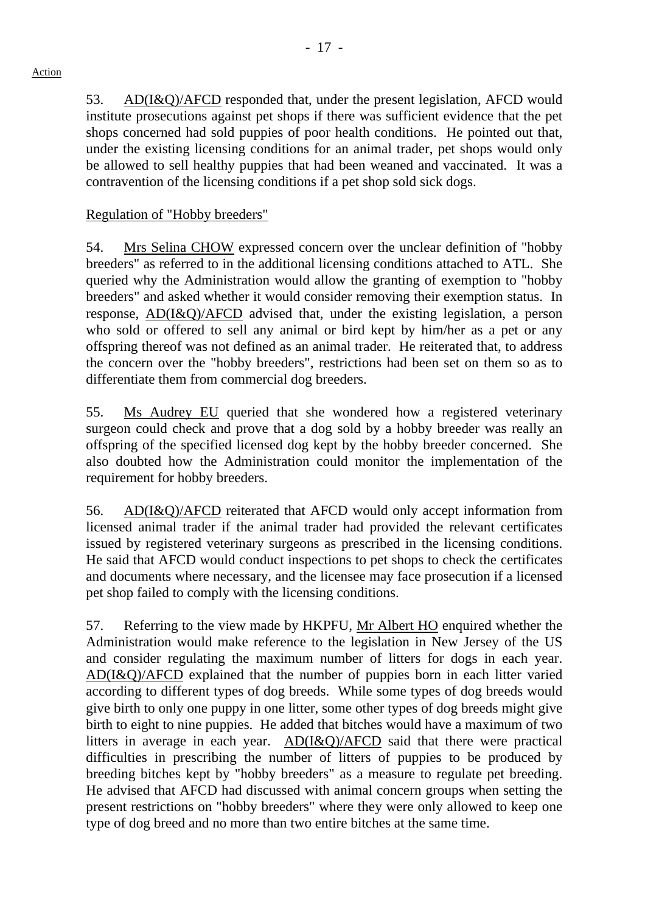53. AD(I&Q)/AFCD responded that, under the present legislation, AFCD would institute prosecutions against pet shops if there was sufficient evidence that the pet shops concerned had sold puppies of poor health conditions. He pointed out that, under the existing licensing conditions for an animal trader, pet shops would only be allowed to sell healthy puppies that had been weaned and vaccinated. It was a contravention of the licensing conditions if a pet shop sold sick dogs.

Regulation of "Hobby breeders"

54. Mrs Selina CHOW expressed concern over the unclear definition of "hobby breeders" as referred to in the additional licensing conditions attached to ATL. She queried why the Administration would allow the granting of exemption to "hobby breeders" and asked whether it would consider removing their exemption status. In response, AD(I&Q)/AFCD advised that, under the existing legislation, a person who sold or offered to sell any animal or bird kept by him/her as a pet or any offspring thereof was not defined as an animal trader. He reiterated that, to address the concern over the "hobby breeders", restrictions had been set on them so as to differentiate them from commercial dog breeders.

55. Ms Audrey EU queried that she wondered how a registered veterinary surgeon could check and prove that a dog sold by a hobby breeder was really an offspring of the specified licensed dog kept by the hobby breeder concerned. She also doubted how the Administration could monitor the implementation of the requirement for hobby breeders.

56. AD(I&Q)/AFCD reiterated that AFCD would only accept information from licensed animal trader if the animal trader had provided the relevant certificates issued by registered veterinary surgeons as prescribed in the licensing conditions. He said that AFCD would conduct inspections to pet shops to check the certificates and documents where necessary, and the licensee may face prosecution if a licensed pet shop failed to comply with the licensing conditions.

57. Referring to the view made by HKPFU, Mr Albert HO enquired whether the Administration would make reference to the legislation in New Jersey of the US and consider regulating the maximum number of litters for dogs in each year. AD(I&Q)/AFCD explained that the number of puppies born in each litter varied according to different types of dog breeds. While some types of dog breeds would give birth to only one puppy in one litter, some other types of dog breeds might give birth to eight to nine puppies. He added that bitches would have a maximum of two litters in average in each year. AD(I&Q)/AFCD said that there were practical difficulties in prescribing the number of litters of puppies to be produced by breeding bitches kept by "hobby breeders" as a measure to regulate pet breeding. He advised that AFCD had discussed with animal concern groups when setting the present restrictions on "hobby breeders" where they were only allowed to keep one type of dog breed and no more than two entire bitches at the same time.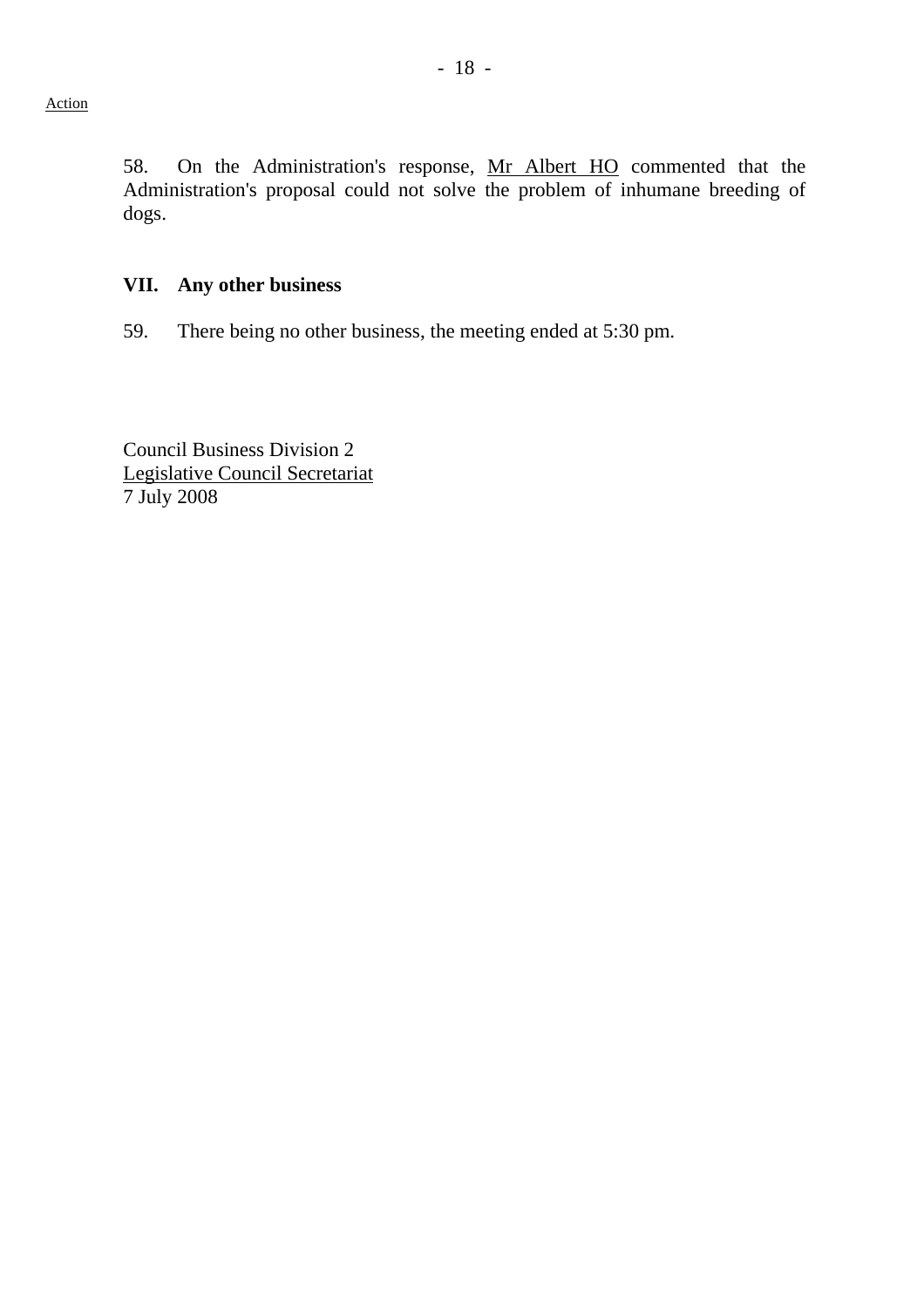Action

58. On the Administration's response, Mr Albert HO commented that the Administration's proposal could not solve the problem of inhumane breeding of dogs.

## VII. Any other business

59. There being no other business, the meeting ended at 5:30 pm.

Council Business Division 2
Legislative Council Secretariat
7 July 2008